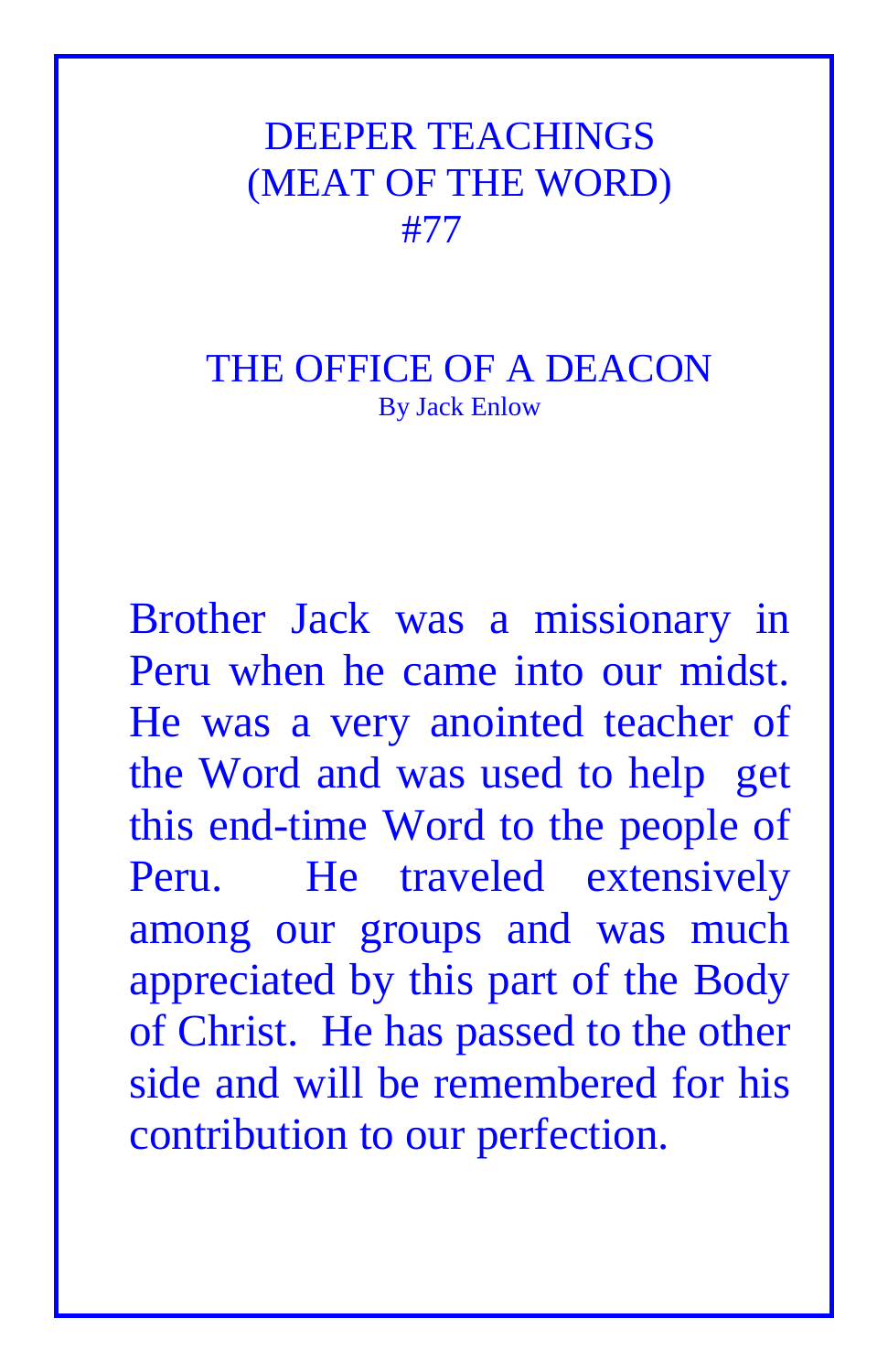# DEEPER TEACHINGS
# (MEAT OF THE WORD)
# #77

## THE OFFICE OF A DEACON

By Jack Enlow

Brother Jack was a missionary in Peru when he came into our midst. He was a very anointed teacher of the Word and was used to help get this end-time Word to the people of Peru. He traveled extensively among our groups and was much appreciated by this part of the Body of Christ. He has passed to the other side and will be remembered for his contribution to our perfection.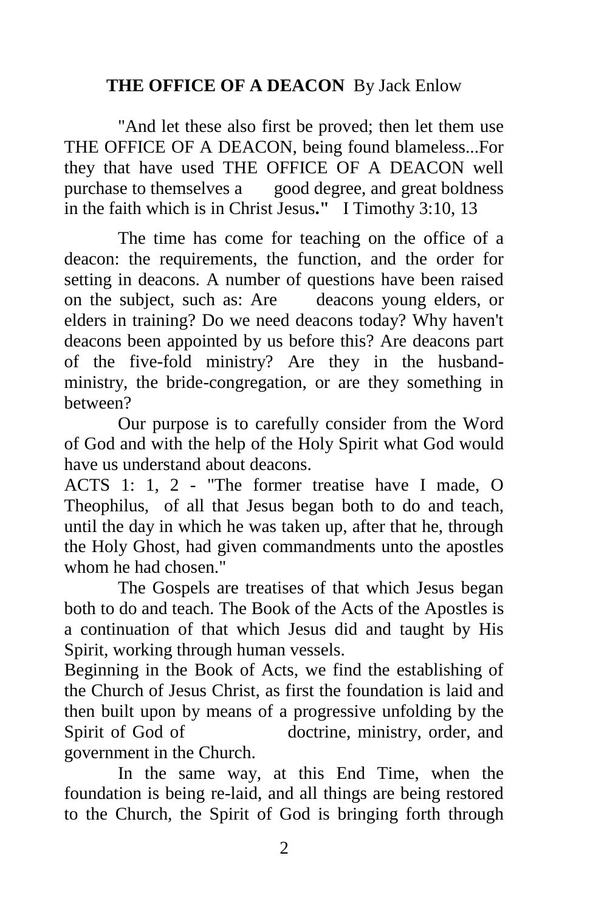**THE OFFICE OF A DEACON** By Jack Enlow

"And let these also first be proved; then let them use THE OFFICE OF A DEACON, being found blameless...For they that have used THE OFFICE OF A DEACON well purchase to themselves a good degree, and great boldness in the faith which is in Christ Jesus**."** I Timothy 3:10, 13

The time has come for teaching on the office of a deacon: the requirements, the function, and the order for setting in deacons. A number of questions have been raised on the subject, such as: Are deacons young elders, or elders in training? Do we need deacons today? Why haven't deacons been appointed by us before this? Are deacons part of the five-fold ministry? Are they in the husband-ministry, the bride-congregation, or are they something in between?

Our purpose is to carefully consider from the Word of God and with the help of the Holy Spirit what God would have us understand about deacons.

ACTS 1: 1, 2 - "The former treatise have I made, O Theophilus, of all that Jesus began both to do and teach, until the day in which he was taken up, after that he, through the Holy Ghost, had given commandments unto the apostles whom he had chosen."

The Gospels are treatises of that which Jesus began both to do and teach. The Book of the Acts of the Apostles is a continuation of that which Jesus did and taught by His Spirit, working through human vessels.

Beginning in the Book of Acts, we find the establishing of the Church of Jesus Christ, as first the foundation is laid and then built upon by means of a progressive unfolding by the Spirit of God of doctrine, ministry, order, and government in the Church.

In the same way, at this End Time, when the foundation is being re-laid, and all things are being restored to the Church, the Spirit of God is bringing forth through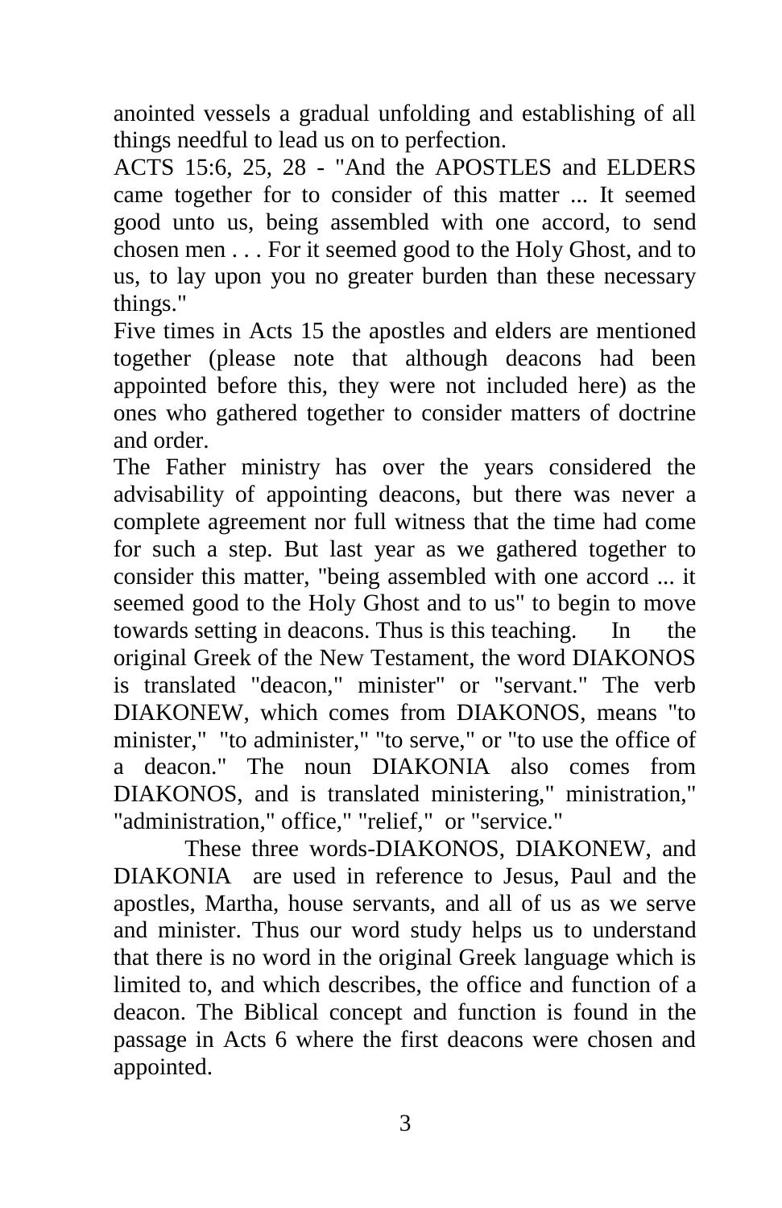anointed vessels a gradual unfolding and establishing of all things needful to lead us on to perfection.

ACTS 15:6, 25, 28 - "And the APOSTLES and ELDERS came together for to consider of this matter ... It seemed good unto us, being assembled with one accord, to send chosen men . . . For it seemed good to the Holy Ghost, and to us, to lay upon you no greater burden than these necessary things."

Five times in Acts 15 the apostles and elders are mentioned together (please note that although deacons had been appointed before this, they were not included here) as the ones who gathered together to consider matters of doctrine and order.

The Father ministry has over the years considered the advisability of appointing deacons, but there was never a complete agreement nor full witness that the time had come for such a step. But last year as we gathered together to consider this matter, "being assembled with one accord ... it seemed good to the Holy Ghost and to us" to begin to move towards setting in deacons. Thus is this teaching. In the original Greek of the New Testament, the word DIAKONOS is translated "deacon," minister" or "servant." The verb DIAKONEW, which comes from DIAKONOS, means "to minister," "to administer," "to serve," or "to use the office of a deacon." The noun DIAKONIA also comes from DIAKONOS, and is translated ministering," ministration," "administration," office," "relief," or "service."

These three words-DIAKONOS, DIAKONEW, and DIAKONIA are used in reference to Jesus, Paul and the apostles, Martha, house servants, and all of us as we serve and minister. Thus our word study helps us to understand that there is no word in the original Greek language which is limited to, and which describes, the office and function of a deacon. The Biblical concept and function is found in the passage in Acts 6 where the first deacons were chosen and appointed.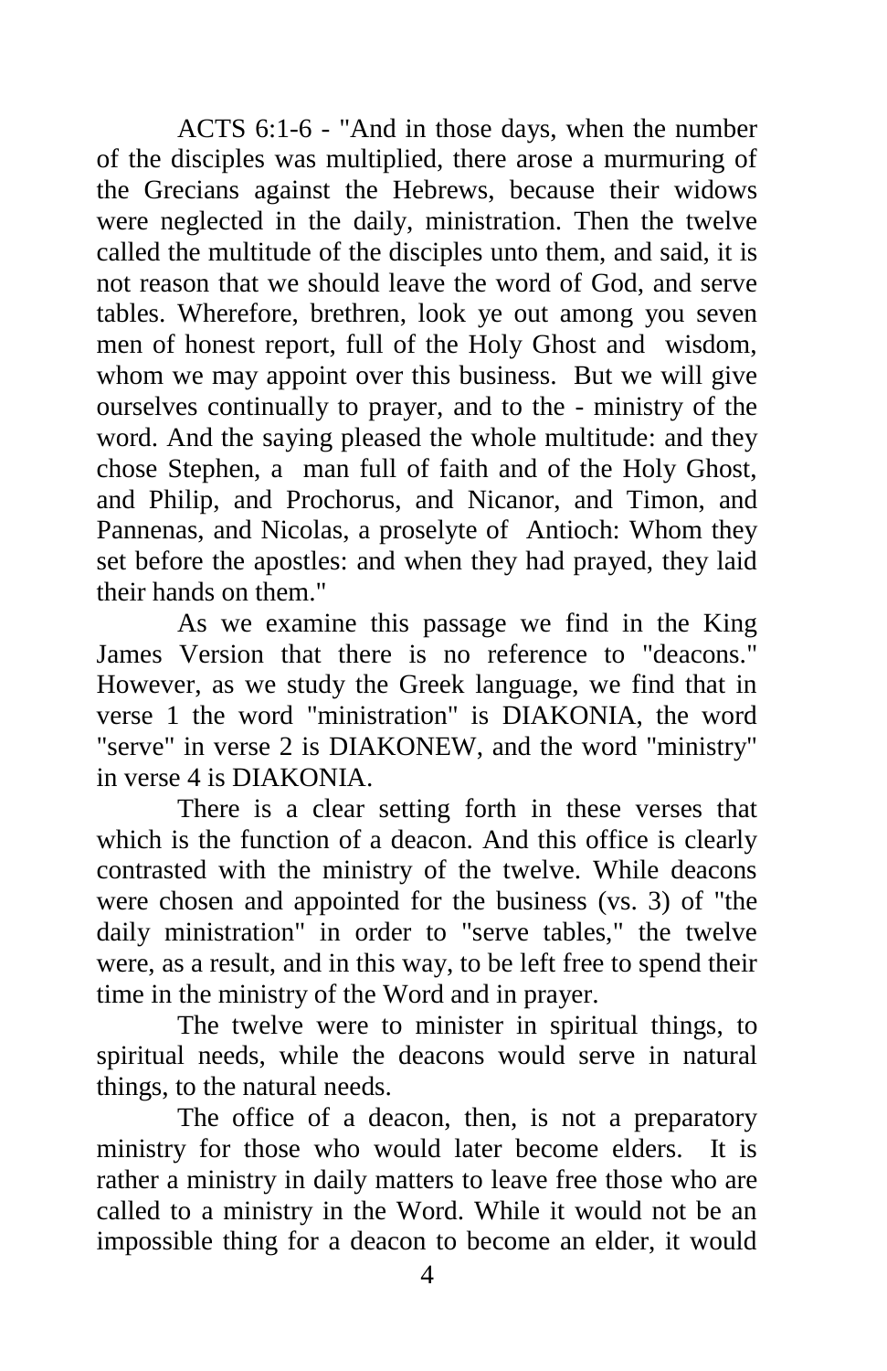ACTS 6:1-6 - "And in those days, when the number of the disciples was multiplied, there arose a murmuring of the Grecians against the Hebrews, because their widows were neglected in the daily, ministration. Then the twelve called the multitude of the disciples unto them, and said, it is not reason that we should leave the word of God, and serve tables. Wherefore, brethren, look ye out among you seven men of honest report, full of the Holy Ghost and wisdom, whom we may appoint over this business. But we will give ourselves continually to prayer, and to the - ministry of the word. And the saying pleased the whole multitude: and they chose Stephen, a man full of faith and of the Holy Ghost, and Philip, and Prochorus, and Nicanor, and Timon, and Pannenas, and Nicolas, a proselyte of Antioch: Whom they set before the apostles: and when they had prayed, they laid their hands on them."

As we examine this passage we find in the King James Version that there is no reference to "deacons." However, as we study the Greek language, we find that in verse 1 the word "ministration" is DIAKONIA, the word "serve" in verse 2 is DIAKONEW, and the word "ministry" in verse 4 is DIAKONIA.

There is a clear setting forth in these verses that which is the function of a deacon. And this office is clearly contrasted with the ministry of the twelve. While deacons were chosen and appointed for the business (vs. 3) of "the daily ministration" in order to "serve tables," the twelve were, as a result, and in this way, to be left free to spend their time in the ministry of the Word and in prayer.

The twelve were to minister in spiritual things, to spiritual needs, while the deacons would serve in natural things, to the natural needs.

The office of a deacon, then, is not a preparatory ministry for those who would later become elders. It is rather a ministry in daily matters to leave free those who are called to a ministry in the Word. While it would not be an impossible thing for a deacon to become an elder, it would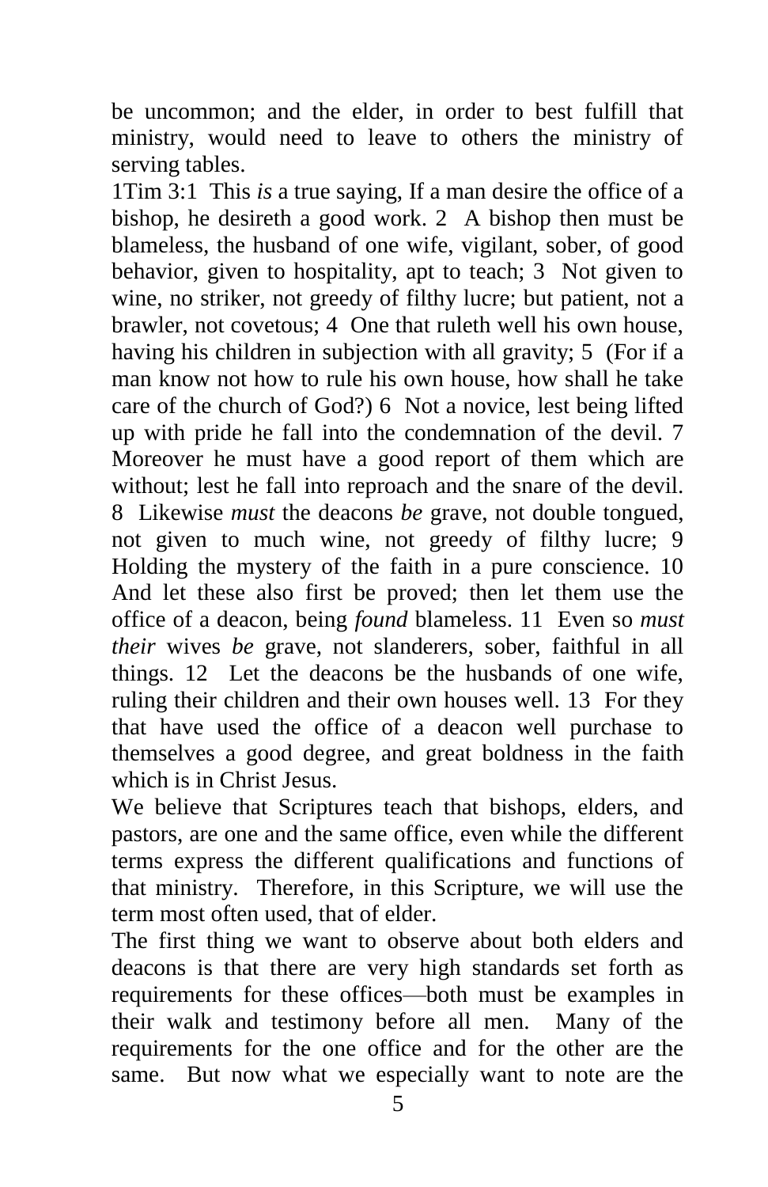be uncommon; and the elder, in order to best fulfill that ministry, would need to leave to others the ministry of serving tables.

1Tim 3:1 This *is* a true saying, If a man desire the office of a bishop, he desireth a good work. 2 A bishop then must be blameless, the husband of one wife, vigilant, sober, of good behavior, given to hospitality, apt to teach; 3 Not given to wine, no striker, not greedy of filthy lucre; but patient, not a brawler, not covetous; 4 One that ruleth well his own house, having his children in subjection with all gravity; 5 (For if a man know not how to rule his own house, how shall he take care of the church of God?) 6 Not a novice, lest being lifted up with pride he fall into the condemnation of the devil. 7 Moreover he must have a good report of them which are without; lest he fall into reproach and the snare of the devil. 8 Likewise *must* the deacons *be* grave, not double tongued, not given to much wine, not greedy of filthy lucre; 9 Holding the mystery of the faith in a pure conscience. 10 And let these also first be proved; then let them use the office of a deacon, being *found* blameless. 11 Even so *must their* wives *be* grave, not slanderers, sober, faithful in all things. 12 Let the deacons be the husbands of one wife, ruling their children and their own houses well. 13 For they that have used the office of a deacon well purchase to themselves a good degree, and great boldness in the faith which is in Christ Jesus.

We believe that Scriptures teach that bishops, elders, and pastors, are one and the same office, even while the different terms express the different qualifications and functions of that ministry. Therefore, in this Scripture, we will use the term most often used, that of elder.

The first thing we want to observe about both elders and deacons is that there are very high standards set forth as requirements for these offices—both must be examples in their walk and testimony before all men. Many of the requirements for the one office and for the other are the same. But now what we especially want to note are the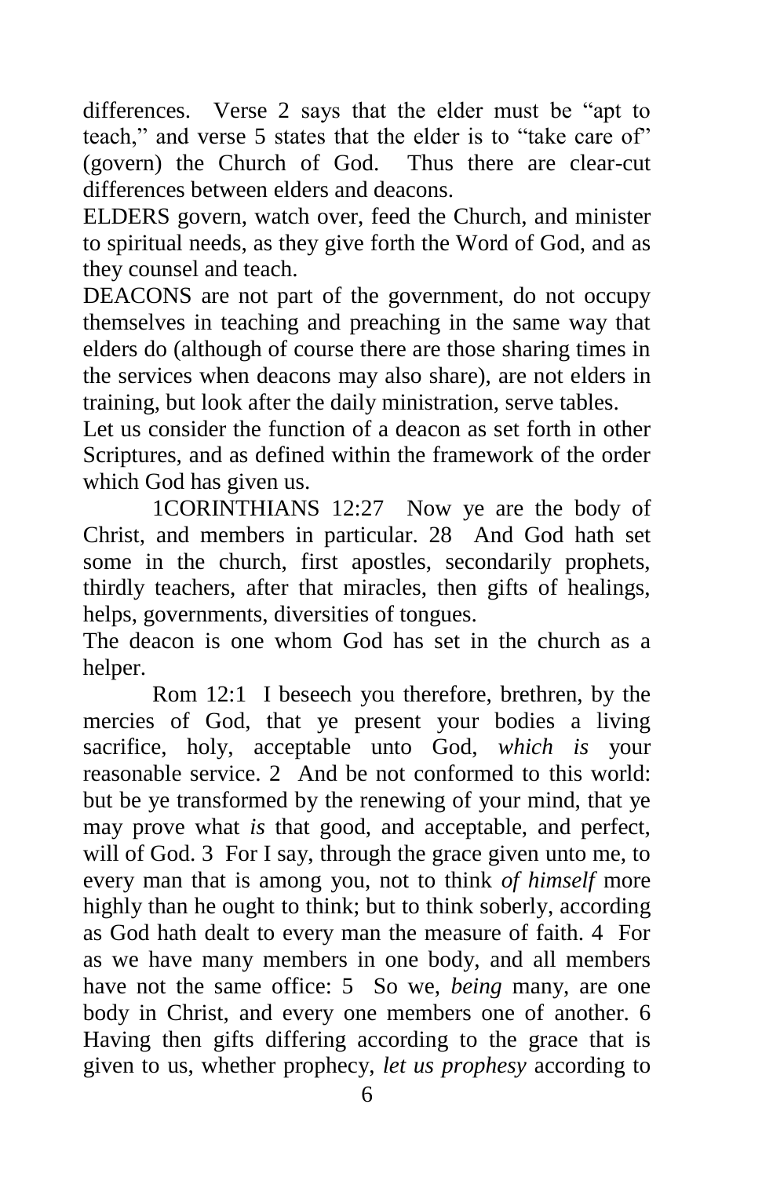differences. Verse 2 says that the elder must be "apt to teach," and verse 5 states that the elder is to "take care of" (govern) the Church of God. Thus there are clear-cut differences between elders and deacons.

ELDERS govern, watch over, feed the Church, and minister to spiritual needs, as they give forth the Word of God, and as they counsel and teach.

DEACONS are not part of the government, do not occupy themselves in teaching and preaching in the same way that elders do (although of course there are those sharing times in the services when deacons may also share), are not elders in training, but look after the daily ministration, serve tables.

Let us consider the function of a deacon as set forth in other Scriptures, and as defined within the framework of the order which God has given us.

1CORINTHIANS 12:27 Now ye are the body of Christ, and members in particular. 28 And God hath set some in the church, first apostles, secondarily prophets, thirdly teachers, after that miracles, then gifts of healings, helps, governments, diversities of tongues.

The deacon is one whom God has set in the church as a helper.

Rom 12:1 I beseech you therefore, brethren, by the mercies of God, that ye present your bodies a living sacrifice, holy, acceptable unto God, *which is* your reasonable service. 2 And be not conformed to this world: but be ye transformed by the renewing of your mind, that ye may prove what *is* that good, and acceptable, and perfect, will of God. 3 For I say, through the grace given unto me, to every man that is among you, not to think *of himself* more highly than he ought to think; but to think soberly, according as God hath dealt to every man the measure of faith. 4 For as we have many members in one body, and all members have not the same office: 5 So we, *being* many, are one body in Christ, and every one members one of another. 6 Having then gifts differing according to the grace that is given to us, whether prophecy, *let us prophesy* according to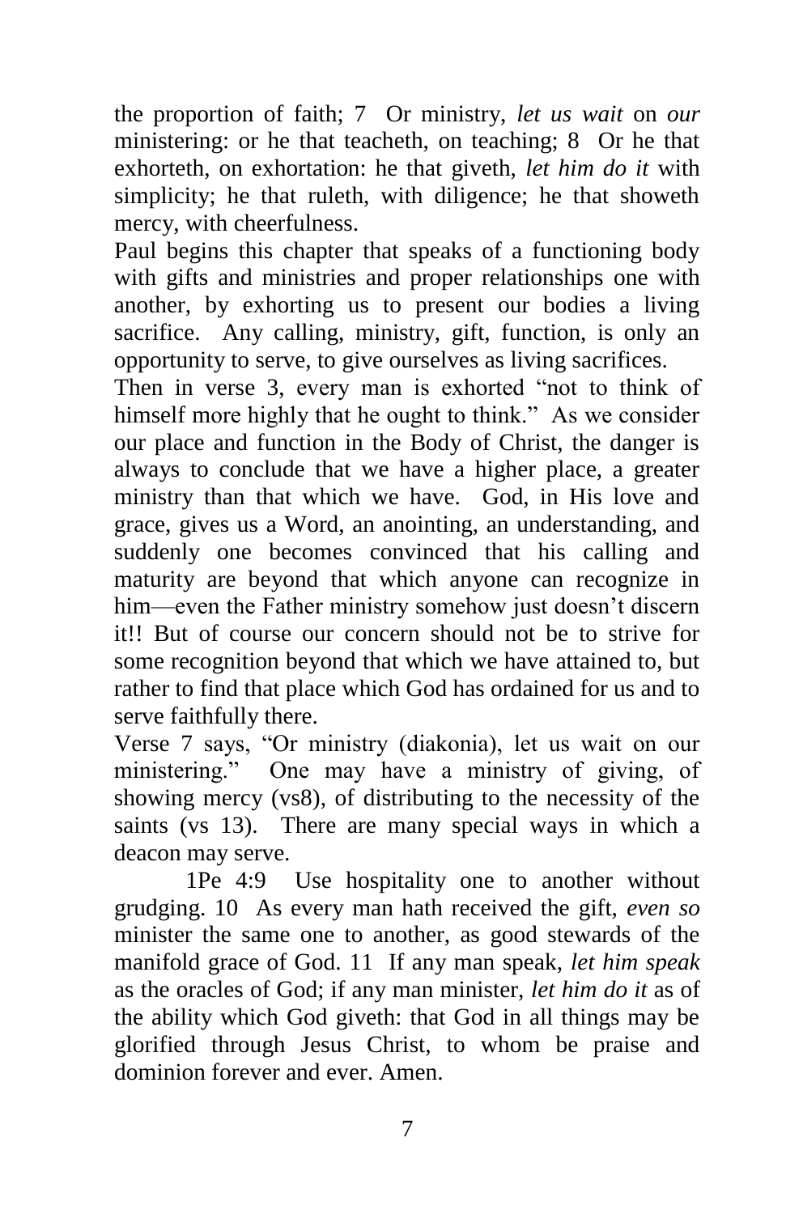the proportion of faith; 7 Or ministry, *let us wait* on *our* ministering: or he that teacheth, on teaching; 8 Or he that exhorteth, on exhortation: he that giveth, *let him do it* with simplicity; he that ruleth, with diligence; he that showeth mercy, with cheerfulness.

Paul begins this chapter that speaks of a functioning body with gifts and ministries and proper relationships one with another, by exhorting us to present our bodies a living sacrifice. Any calling, ministry, gift, function, is only an opportunity to serve, to give ourselves as living sacrifices.

Then in verse 3, every man is exhorted "not to think of himself more highly that he ought to think." As we consider our place and function in the Body of Christ, the danger is always to conclude that we have a higher place, a greater ministry than that which we have. God, in His love and grace, gives us a Word, an anointing, an understanding, and suddenly one becomes convinced that his calling and maturity are beyond that which anyone can recognize in him—even the Father ministry somehow just doesn't discern it!! But of course our concern should not be to strive for some recognition beyond that which we have attained to, but rather to find that place which God has ordained for us and to serve faithfully there.

Verse 7 says, "Or ministry (diakonia), let us wait on our ministering." One may have a ministry of giving, of showing mercy (vs8), of distributing to the necessity of the saints (vs 13). There are many special ways in which a deacon may serve.

1Pe 4:9 Use hospitality one to another without grudging. 10 As every man hath received the gift, *even so* minister the same one to another, as good stewards of the manifold grace of God. 11 If any man speak, *let him speak* as the oracles of God; if any man minister, *let him do it* as of the ability which God giveth: that God in all things may be glorified through Jesus Christ, to whom be praise and dominion forever and ever. Amen.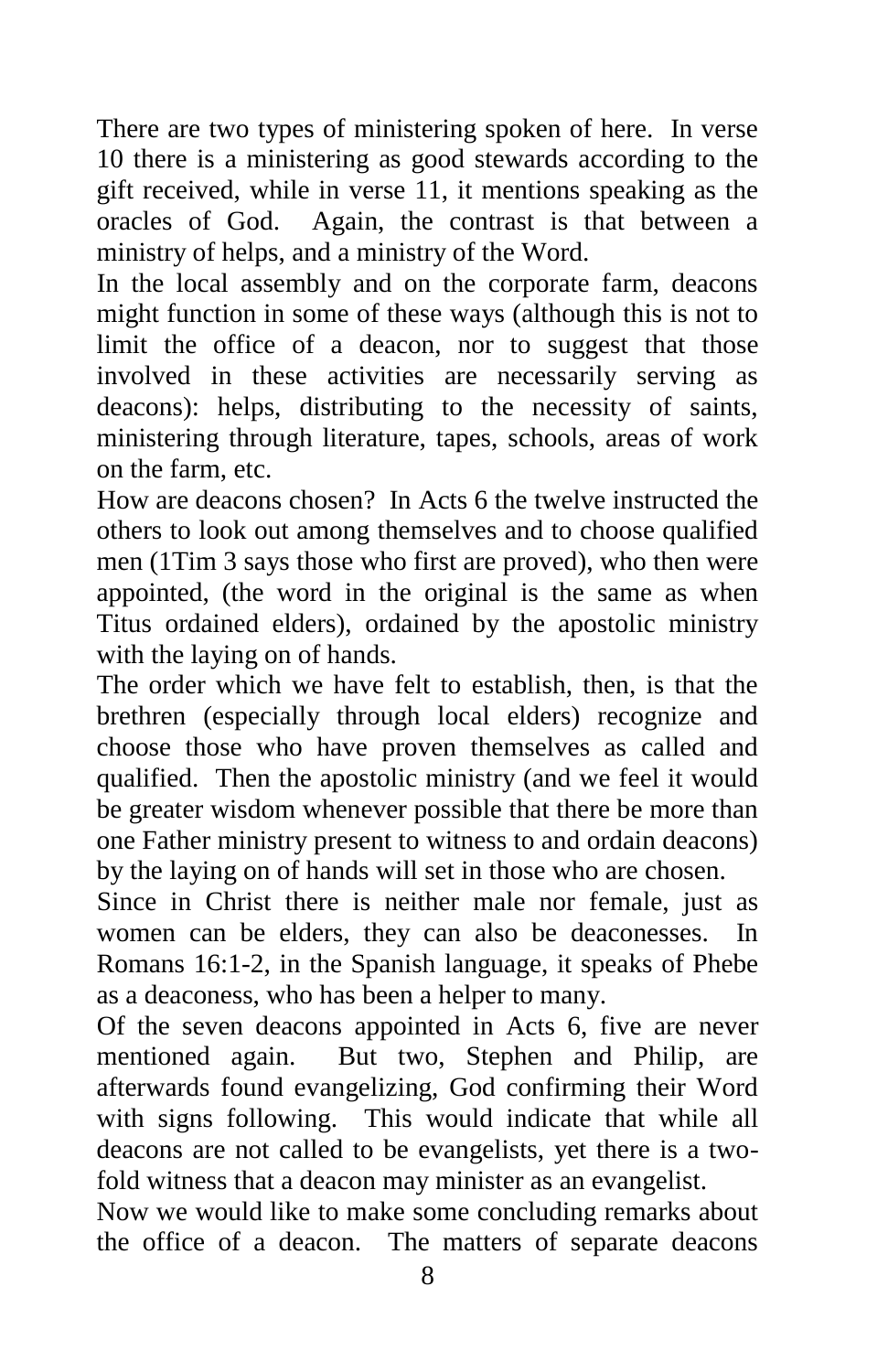There are two types of ministering spoken of here. In verse 10 there is a ministering as good stewards according to the gift received, while in verse 11, it mentions speaking as the oracles of God. Again, the contrast is that between a ministry of helps, and a ministry of the Word.

In the local assembly and on the corporate farm, deacons might function in some of these ways (although this is not to limit the office of a deacon, nor to suggest that those involved in these activities are necessarily serving as deacons): helps, distributing to the necessity of saints, ministering through literature, tapes, schools, areas of work on the farm, etc.

How are deacons chosen? In Acts 6 the twelve instructed the others to look out among themselves and to choose qualified men (1Tim 3 says those who first are proved), who then were appointed, (the word in the original is the same as when Titus ordained elders), ordained by the apostolic ministry with the laying on of hands.

The order which we have felt to establish, then, is that the brethren (especially through local elders) recognize and choose those who have proven themselves as called and qualified. Then the apostolic ministry (and we feel it would be greater wisdom whenever possible that there be more than one Father ministry present to witness to and ordain deacons) by the laying on of hands will set in those who are chosen.

Since in Christ there is neither male nor female, just as women can be elders, they can also be deaconesses. In Romans 16:1-2, in the Spanish language, it speaks of Phebe as a deaconess, who has been a helper to many.

Of the seven deacons appointed in Acts 6, five are never mentioned again. But two, Stephen and Philip, are afterwards found evangelizing, God confirming their Word with signs following. This would indicate that while all deacons are not called to be evangelists, yet there is a two-fold witness that a deacon may minister as an evangelist.

Now we would like to make some concluding remarks about the office of a deacon. The matters of separate deacons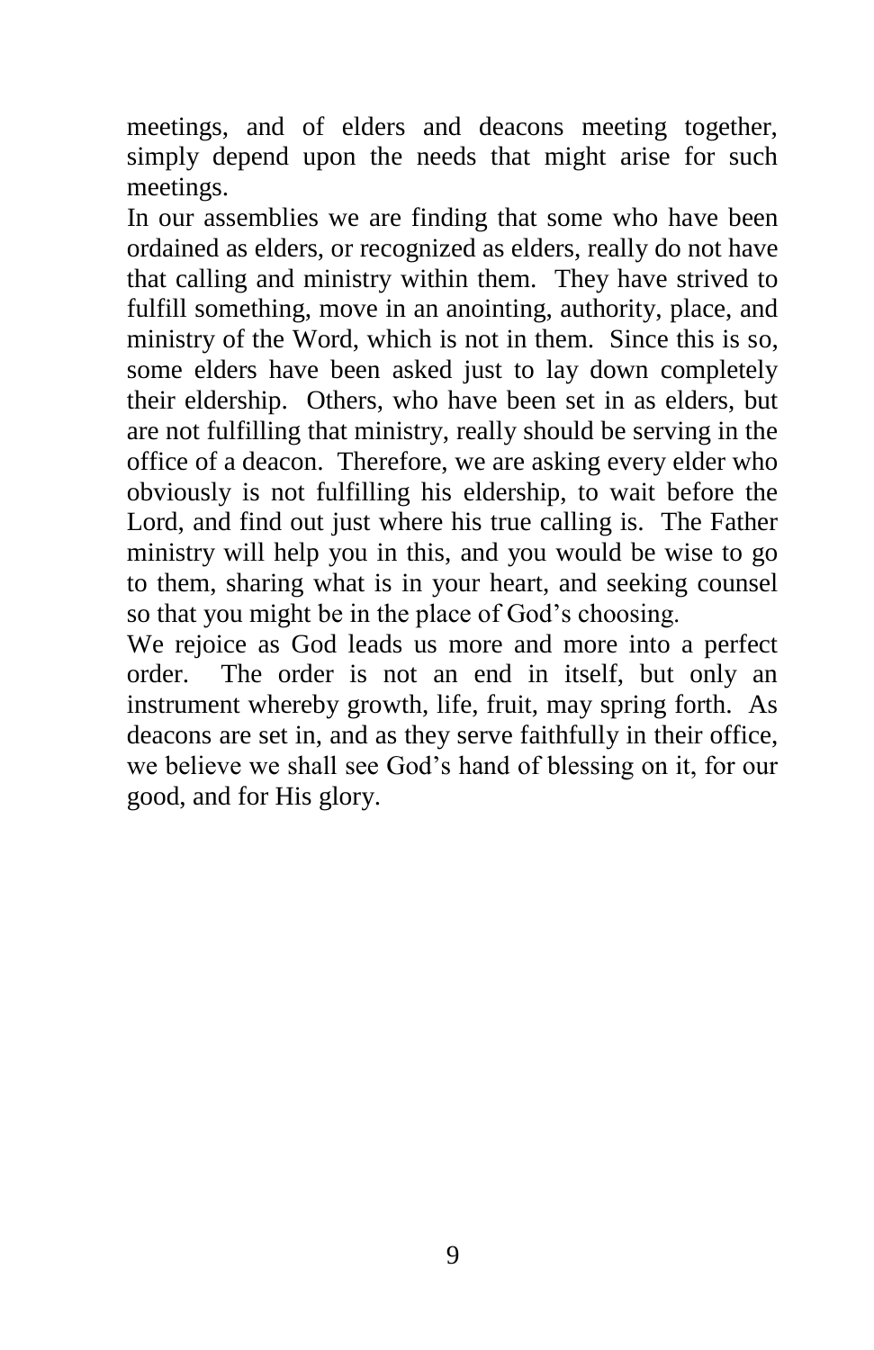meetings, and of elders and deacons meeting together, simply depend upon the needs that might arise for such meetings.

In our assemblies we are finding that some who have been ordained as elders, or recognized as elders, really do not have that calling and ministry within them. They have strived to fulfill something, move in an anointing, authority, place, and ministry of the Word, which is not in them. Since this is so, some elders have been asked just to lay down completely their eldership. Others, who have been set in as elders, but are not fulfilling that ministry, really should be serving in the office of a deacon. Therefore, we are asking every elder who obviously is not fulfilling his eldership, to wait before the Lord, and find out just where his true calling is. The Father ministry will help you in this, and you would be wise to go to them, sharing what is in your heart, and seeking counsel so that you might be in the place of God's choosing.

We rejoice as God leads us more and more into a perfect order. The order is not an end in itself, but only an instrument whereby growth, life, fruit, may spring forth. As deacons are set in, and as they serve faithfully in their office, we believe we shall see God's hand of blessing on it, for our good, and for His glory.